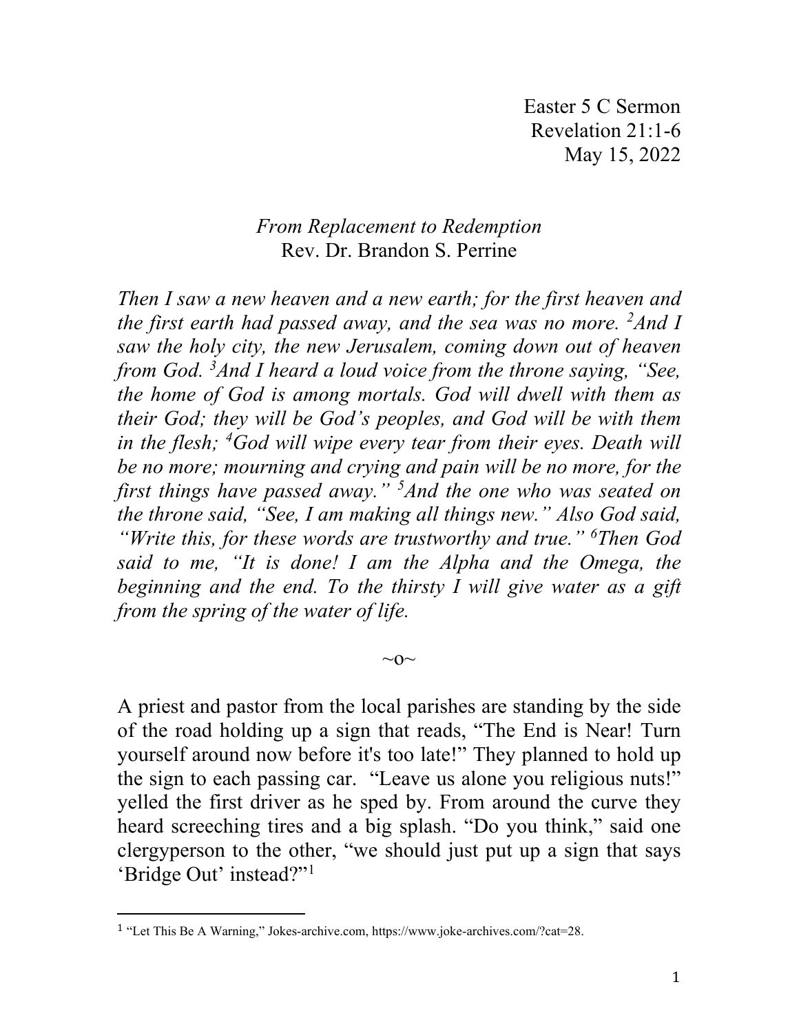Easter 5 C Sermon
Revelation 21:1-6
May 15, 2022

*From Replacement to Redemption*
Rev. Dr. Brandon S. Perrine

*Then I saw a new heaven and a new earth; for the first heaven and the first earth had passed away, and the sea was no more. [2]And I saw the holy city, the new Jerusalem, coming down out of heaven from God. [3]And I heard a loud voice from the throne saying, "See, the home of God is among mortals. God will dwell with them as their God; they will be God's peoples, and God will be with them in the flesh; [4]God will wipe every tear from their eyes. Death will be no more; mourning and crying and pain will be no more, for the first things have passed away." [5]And the one who was seated on the throne said, "See, I am making all things new." Also God said, "Write this, for these words are trustworthy and true." [6]Then God said to me, "It is done! I am the Alpha and the Omega, the beginning and the end. To the thirsty I will give water as a gift from the spring of the water of life.*

~o~

A priest and pastor from the local parishes are standing by the side of the road holding up a sign that reads, "The End is Near! Turn yourself around now before it's too late!" They planned to hold up the sign to each passing car. "Leave us alone you religious nuts!" yelled the first driver as he sped by. From around the curve they heard screeching tires and a big splash. "Do you think," said one clergyperson to the other, "we should just put up a sign that says 'Bridge Out' instead?"[1]

[1] "Let This Be A Warning," Jokes-archive.com, https://www.joke-archives.com/?cat=28.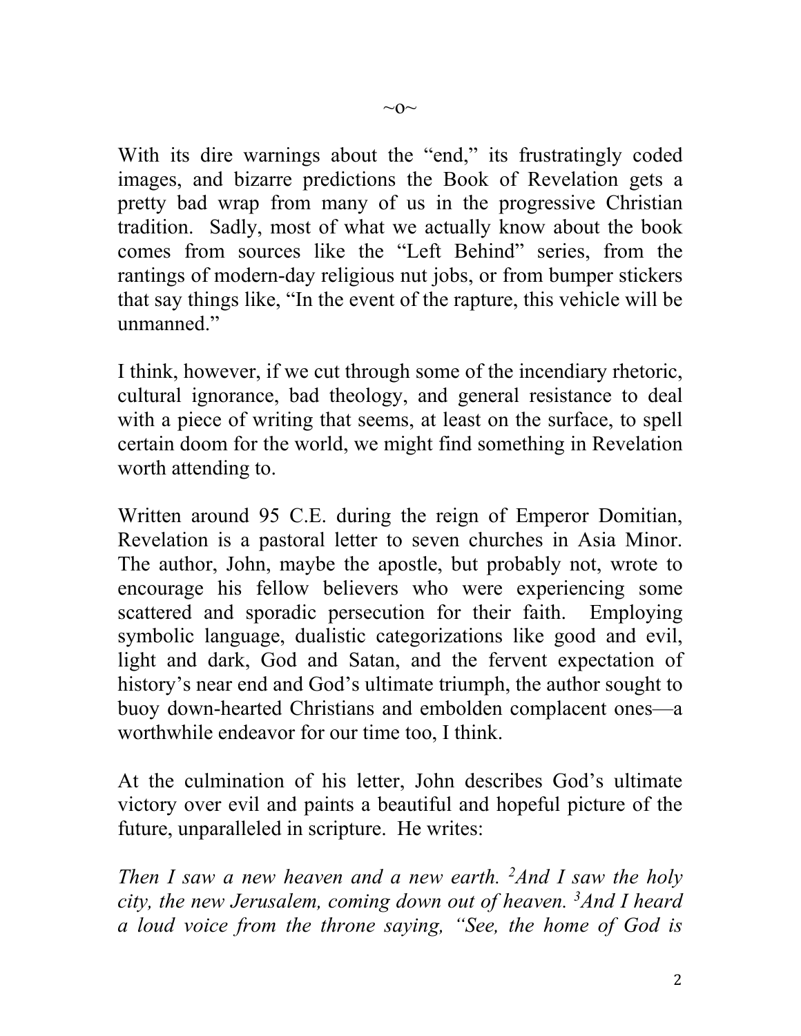~o~

With its dire warnings about the "end," its frustratingly coded images, and bizarre predictions the Book of Revelation gets a pretty bad wrap from many of us in the progressive Christian tradition. Sadly, most of what we actually know about the book comes from sources like the "Left Behind" series, from the rantings of modern-day religious nut jobs, or from bumper stickers that say things like, "In the event of the rapture, this vehicle will be unmanned."

I think, however, if we cut through some of the incendiary rhetoric, cultural ignorance, bad theology, and general resistance to deal with a piece of writing that seems, at least on the surface, to spell certain doom for the world, we might find something in Revelation worth attending to.

Written around 95 C.E. during the reign of Emperor Domitian, Revelation is a pastoral letter to seven churches in Asia Minor. The author, John, maybe the apostle, but probably not, wrote to encourage his fellow believers who were experiencing some scattered and sporadic persecution for their faith. Employing symbolic language, dualistic categorizations like good and evil, light and dark, God and Satan, and the fervent expectation of history's near end and God's ultimate triumph, the author sought to buoy down-hearted Christians and embolden complacent ones—a worthwhile endeavor for our time too, I think.

At the culmination of his letter, John describes God's ultimate victory over evil and paints a beautiful and hopeful picture of the future, unparalleled in scripture. He writes:

*Then I saw a new heaven and a new earth. [2]And I saw the holy city, the new Jerusalem, coming down out of heaven. [3]And I heard a loud voice from the throne saying, "See, the home of God is*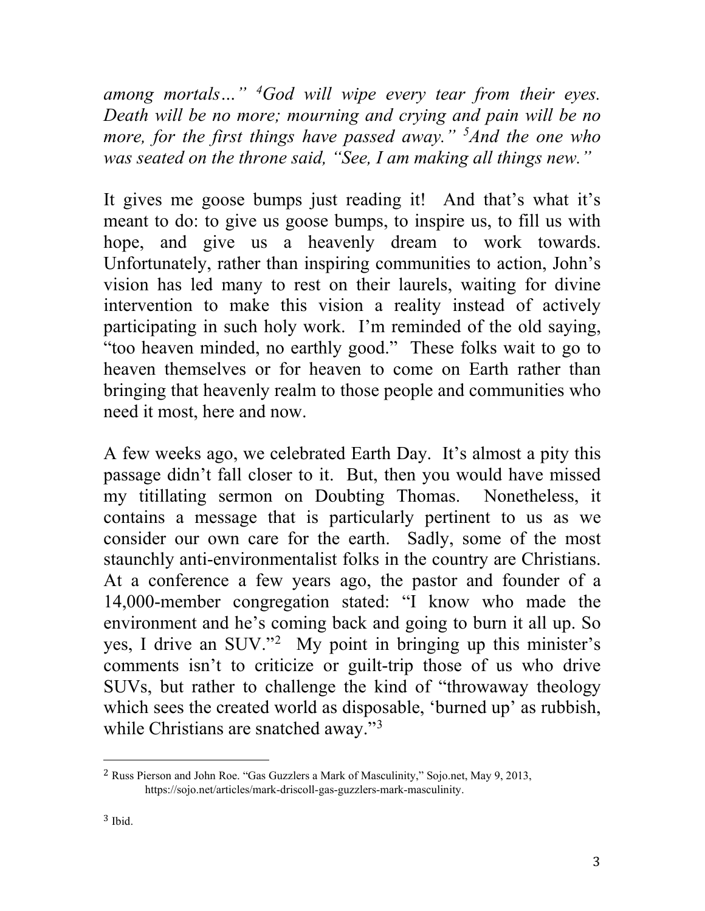*among mortals…" [4]God will wipe every tear from their eyes. Death will be no more; mourning and crying and pain will be no more, for the first things have passed away." [5]And the one who was seated on the throne said, "See, I am making all things new."*

It gives me goose bumps just reading it! And that's what it's meant to do: to give us goose bumps, to inspire us, to fill us with hope, and give us a heavenly dream to work towards. Unfortunately, rather than inspiring communities to action, John's vision has led many to rest on their laurels, waiting for divine intervention to make this vision a reality instead of actively participating in such holy work. I'm reminded of the old saying, "too heaven minded, no earthly good." These folks wait to go to heaven themselves or for heaven to come on Earth rather than bringing that heavenly realm to those people and communities who need it most, here and now.

A few weeks ago, we celebrated Earth Day. It's almost a pity this passage didn't fall closer to it. But, then you would have missed my titillating sermon on Doubting Thomas. Nonetheless, it contains a message that is particularly pertinent to us as we consider our own care for the earth. Sadly, some of the most staunchly anti-environmentalist folks in the country are Christians. At a conference a few years ago, the pastor and founder of a 14,000-member congregation stated: "I know who made the environment and he's coming back and going to burn it all up. So yes, I drive an SUV."[2] My point in bringing up this minister's comments isn't to criticize or guilt-trip those of us who drive SUVs, but rather to challenge the kind of "throwaway theology which sees the created world as disposable, 'burned up' as rubbish, while Christians are snatched away."[3]

---

[2] Russ Pierson and John Roe. "Gas Guzzlers a Mark of Masculinity," Sojo.net, May 9, 2013, https://sojo.net/articles/mark-driscoll-gas-guzzlers-mark-masculinity.

[3] Ibid.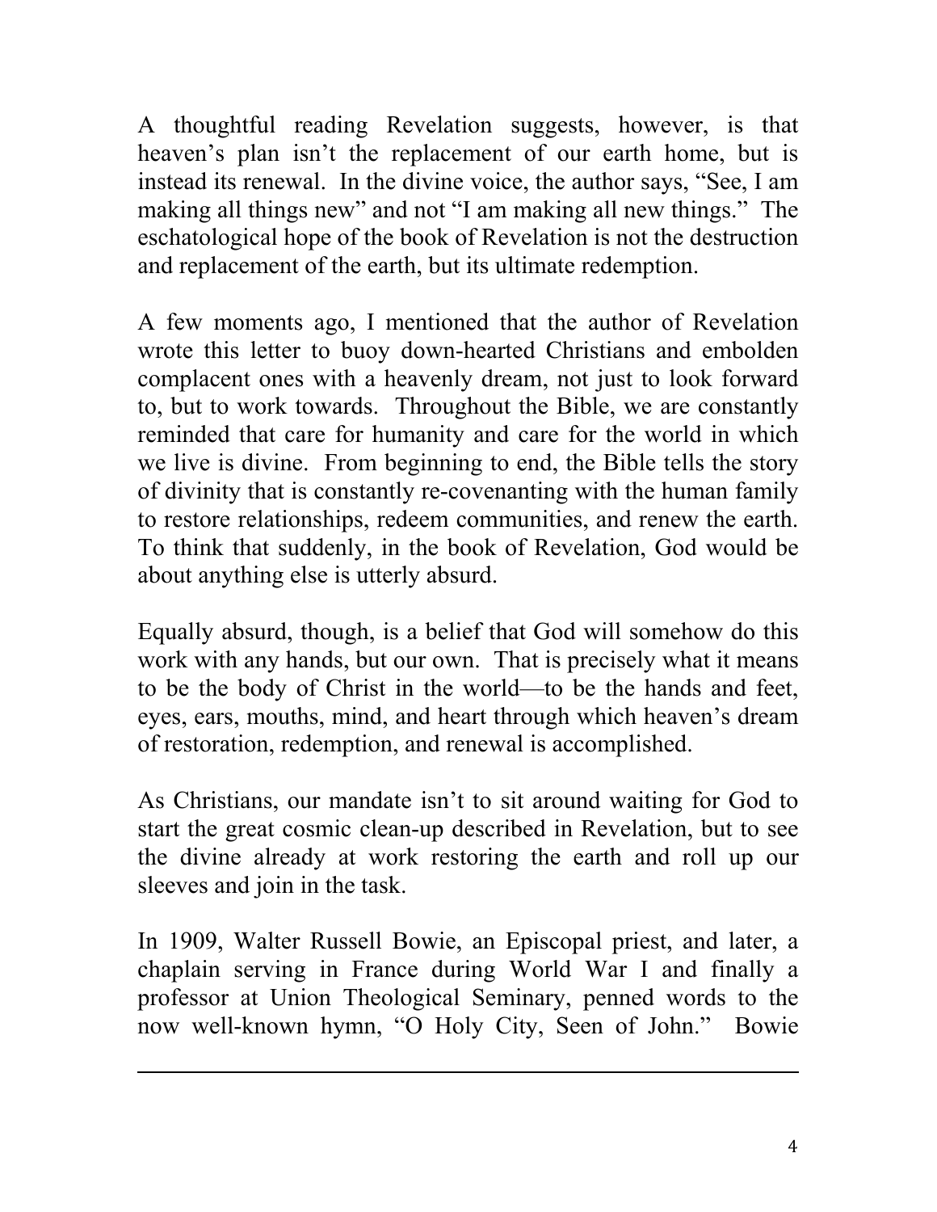A thoughtful reading Revelation suggests, however, is that heaven's plan isn't the replacement of our earth home, but is instead its renewal. In the divine voice, the author says, "See, I am making all things new" and not "I am making all new things." The eschatological hope of the book of Revelation is not the destruction and replacement of the earth, but its ultimate redemption.

A few moments ago, I mentioned that the author of Revelation wrote this letter to buoy down-hearted Christians and embolden complacent ones with a heavenly dream, not just to look forward to, but to work towards. Throughout the Bible, we are constantly reminded that care for humanity and care for the world in which we live is divine. From beginning to end, the Bible tells the story of divinity that is constantly re-covenanting with the human family to restore relationships, redeem communities, and renew the earth. To think that suddenly, in the book of Revelation, God would be about anything else is utterly absurd.

Equally absurd, though, is a belief that God will somehow do this work with any hands, but our own. That is precisely what it means to be the body of Christ in the world—to be the hands and feet, eyes, ears, mouths, mind, and heart through which heaven's dream of restoration, redemption, and renewal is accomplished.

As Christians, our mandate isn't to sit around waiting for God to start the great cosmic clean-up described in Revelation, but to see the divine already at work restoring the earth and roll up our sleeves and join in the task.

In 1909, Walter Russell Bowie, an Episcopal priest, and later, a chaplain serving in France during World War I and finally a professor at Union Theological Seminary, penned words to the now well-known hymn, "O Holy City, Seen of John." Bowie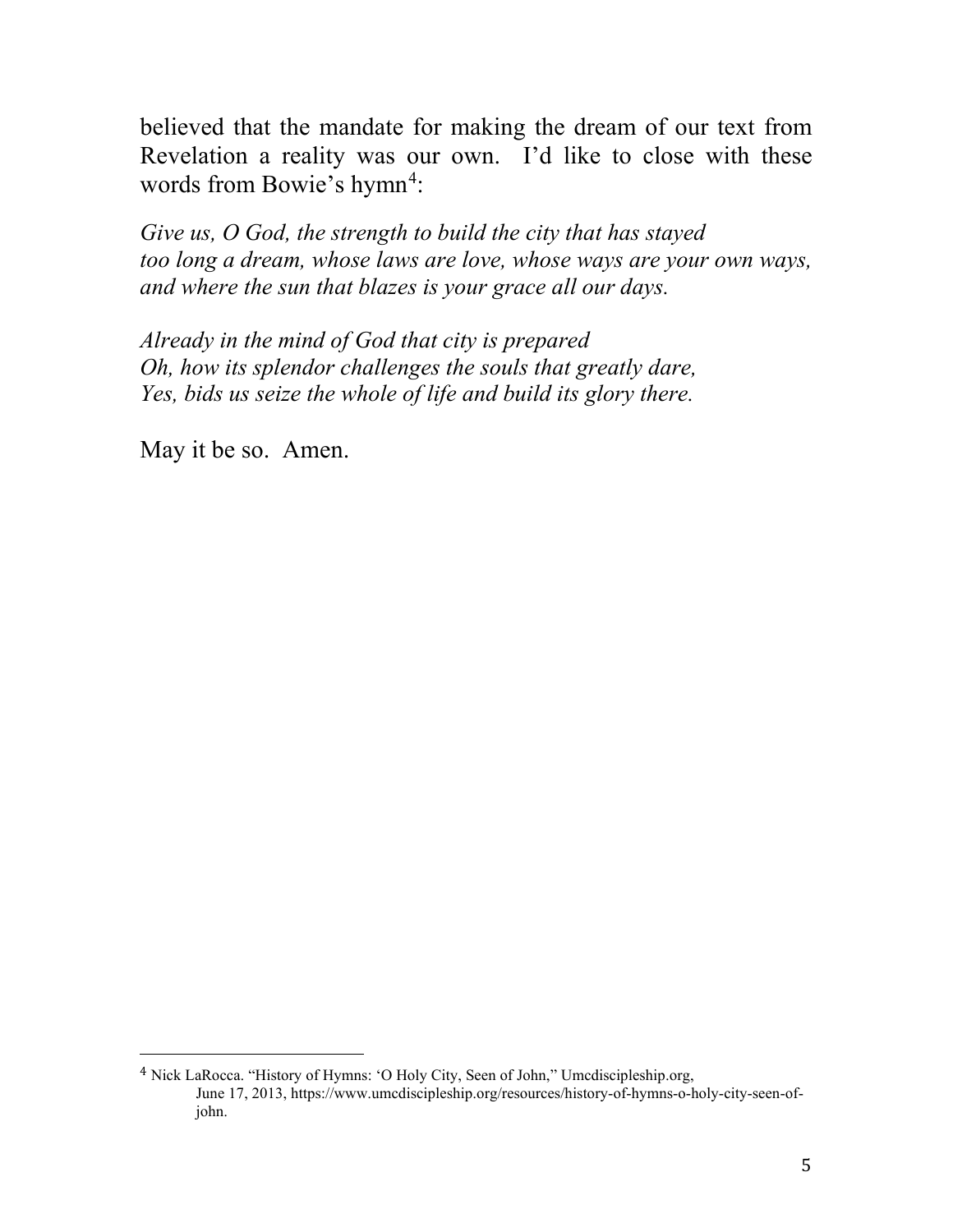believed that the mandate for making the dream of our text from Revelation a reality was our own. I'd like to close with these words from Bowie's hymn[4]:

*Give us, O God, the strength to build the city that has stayed*
*too long a dream, whose laws are love, whose ways are your own ways,*
*and where the sun that blazes is your grace all our days.*

*Already in the mind of God that city is prepared*
*Oh, how its splendor challenges the souls that greatly dare,*
*Yes, bids us seize the whole of life and build its glory there.*

May it be so. Amen.

---

[4] Nick LaRocca. "History of Hymns: 'O Holy City, Seen of John," Umcdiscipleship.org, June 17, 2013, https://www.umcdiscipleship.org/resources/history-of-hymns-o-holy-city-seen-of-john.